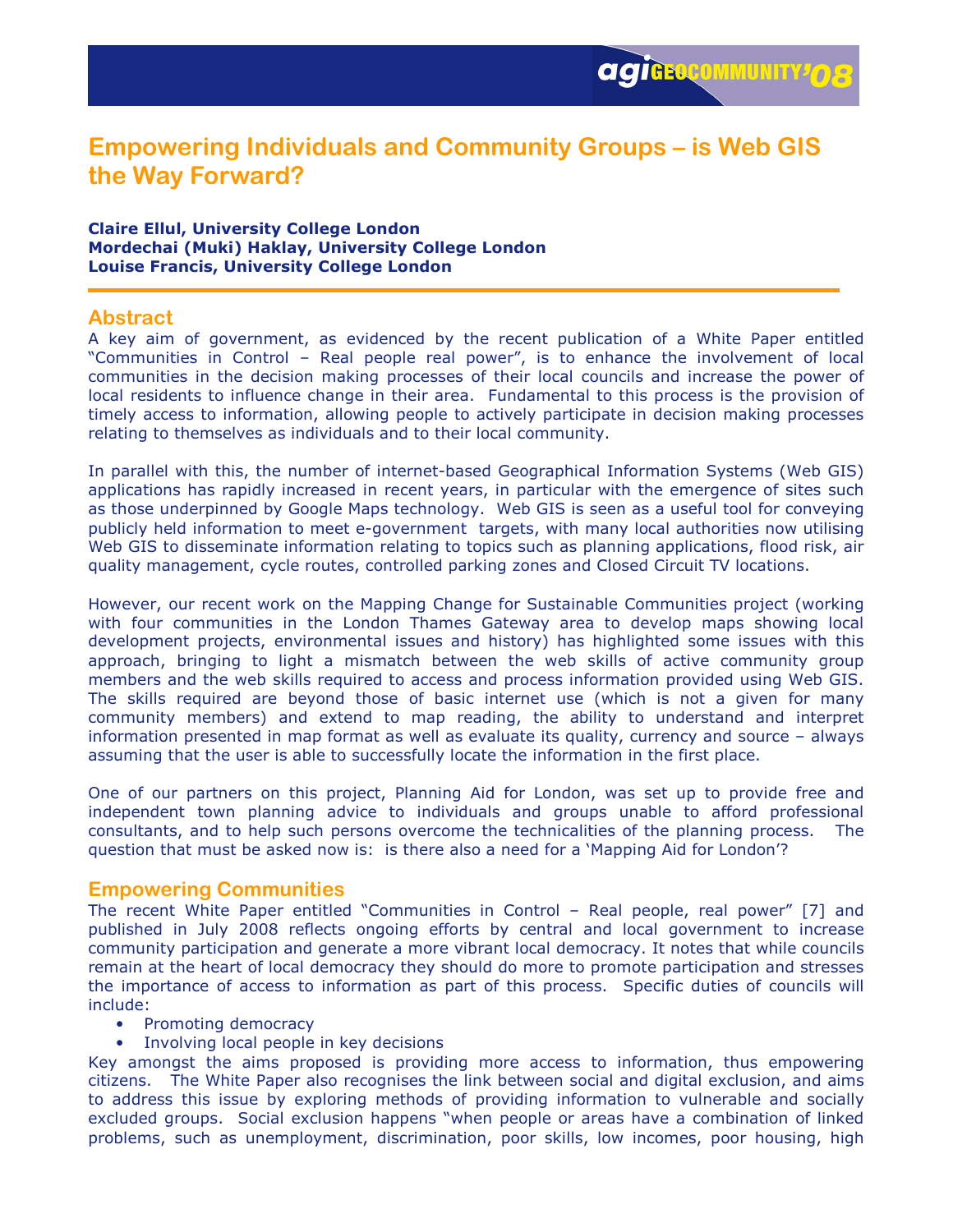# Empowering Individuals and Community Groups – is Web GIS the Way Forward?

**Claire Ellul, University College London**
**Mordechai (Muki) Haklay, University College London**
**Louise Francis, University College London**

## Abstract

A key aim of government, as evidenced by the recent publication of a White Paper entitled "Communities in Control – Real people real power", is to enhance the involvement of local communities in the decision making processes of their local councils and increase the power of local residents to influence change in their area. Fundamental to this process is the provision of timely access to information, allowing people to actively participate in decision making processes relating to themselves as individuals and to their local community.

In parallel with this, the number of internet-based Geographical Information Systems (Web GIS) applications has rapidly increased in recent years, in particular with the emergence of sites such as those underpinned by Google Maps technology. Web GIS is seen as a useful tool for conveying publicly held information to meet e-government targets, with many local authorities now utilising Web GIS to disseminate information relating to topics such as planning applications, flood risk, air quality management, cycle routes, controlled parking zones and Closed Circuit TV locations.

However, our recent work on the Mapping Change for Sustainable Communities project (working with four communities in the London Thames Gateway area to develop maps showing local development projects, environmental issues and history) has highlighted some issues with this approach, bringing to light a mismatch between the web skills of active community group members and the web skills required to access and process information provided using Web GIS. The skills required are beyond those of basic internet use (which is not a given for many community members) and extend to map reading, the ability to understand and interpret information presented in map format as well as evaluate its quality, currency and source – always assuming that the user is able to successfully locate the information in the first place.

One of our partners on this project, Planning Aid for London, was set up to provide free and independent town planning advice to individuals and groups unable to afford professional consultants, and to help such persons overcome the technicalities of the planning process. The question that must be asked now is: is there also a need for a 'Mapping Aid for London'?

## Empowering Communities

The recent White Paper entitled "Communities in Control – Real people, real power" [7] and published in July 2008 reflects ongoing efforts by central and local government to increase community participation and generate a more vibrant local democracy. It notes that while councils remain at the heart of local democracy they should do more to promote participation and stresses the importance of access to information as part of this process. Specific duties of councils will include:

- Promoting democracy
- Involving local people in key decisions

Key amongst the aims proposed is providing more access to information, thus empowering citizens. The White Paper also recognises the link between social and digital exclusion, and aims to address this issue by exploring methods of providing information to vulnerable and socially excluded groups. Social exclusion happens "when people or areas have a combination of linked problems, such as unemployment, discrimination, poor skills, low incomes, poor housing, high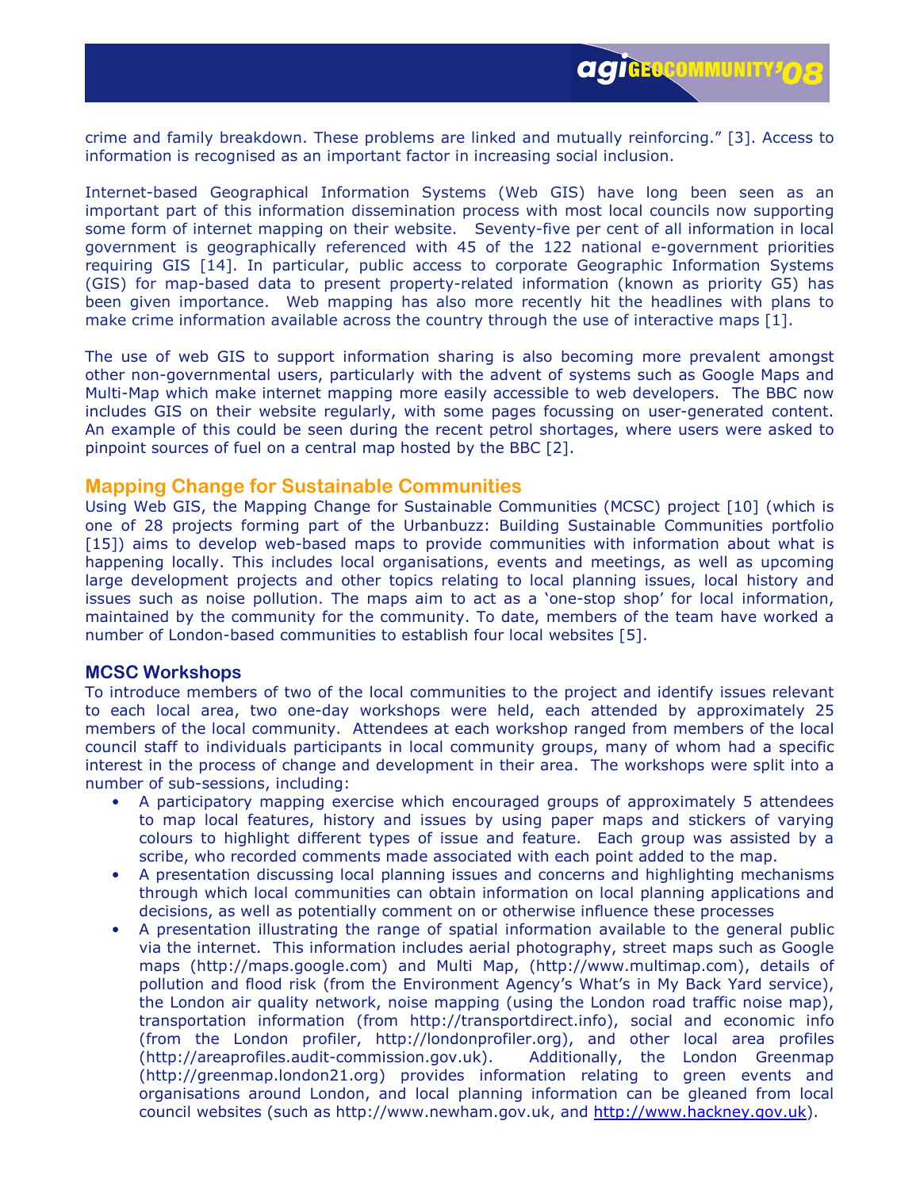crime and family breakdown. These problems are linked and mutually reinforcing." [3]. Access to information is recognised as an important factor in increasing social inclusion.

Internet-based Geographical Information Systems (Web GIS) have long been seen as an important part of this information dissemination process with most local councils now supporting some form of internet mapping on their website. Seventy-five per cent of all information in local government is geographically referenced with 45 of the 122 national e-government priorities requiring GIS [14]. In particular, public access to corporate Geographic Information Systems (GIS) for map-based data to present property-related information (known as priority G5) has been given importance. Web mapping has also more recently hit the headlines with plans to make crime information available across the country through the use of interactive maps [1].

The use of web GIS to support information sharing is also becoming more prevalent amongst other non-governmental users, particularly with the advent of systems such as Google Maps and Multi-Map which make internet mapping more easily accessible to web developers. The BBC now includes GIS on their website regularly, with some pages focussing on user-generated content. An example of this could be seen during the recent petrol shortages, where users were asked to pinpoint sources of fuel on a central map hosted by the BBC [2].

## Mapping Change for Sustainable Communities

Using Web GIS, the Mapping Change for Sustainable Communities (MCSC) project [10] (which is one of 28 projects forming part of the Urbanbuzz: Building Sustainable Communities portfolio [15]) aims to develop web-based maps to provide communities with information about what is happening locally. This includes local organisations, events and meetings, as well as upcoming large development projects and other topics relating to local planning issues, local history and issues such as noise pollution. The maps aim to act as a 'one-stop shop' for local information, maintained by the community for the community. To date, members of the team have worked a number of London-based communities to establish four local websites [5].

### MCSC Workshops

To introduce members of two of the local communities to the project and identify issues relevant to each local area, two one-day workshops were held, each attended by approximately 25 members of the local community. Attendees at each workshop ranged from members of the local council staff to individuals participants in local community groups, many of whom had a specific interest in the process of change and development in their area. The workshops were split into a number of sub-sessions, including:

- A participatory mapping exercise which encouraged groups of approximately 5 attendees to map local features, history and issues by using paper maps and stickers of varying colours to highlight different types of issue and feature. Each group was assisted by a scribe, who recorded comments made associated with each point added to the map.
- A presentation discussing local planning issues and concerns and highlighting mechanisms through which local communities can obtain information on local planning applications and decisions, as well as potentially comment on or otherwise influence these processes
- A presentation illustrating the range of spatial information available to the general public via the internet. This information includes aerial photography, street maps such as Google maps (http://maps.google.com) and Multi Map, (http://www.multimap.com), details of pollution and flood risk (from the Environment Agency's What's in My Back Yard service), the London air quality network, noise mapping (using the London road traffic noise map), transportation information (from http://transportdirect.info), social and economic info (from the London profiler, http://londonprofiler.org), and other local area profiles (http://areaprofiles.audit-commission.gov.uk). Additionally, the London Greenmap (http://greenmap.london21.org) provides information relating to green events and organisations around London, and local planning information can be gleaned from local council websites (such as http://www.newham.gov.uk, and http://www.hackney.gov.uk).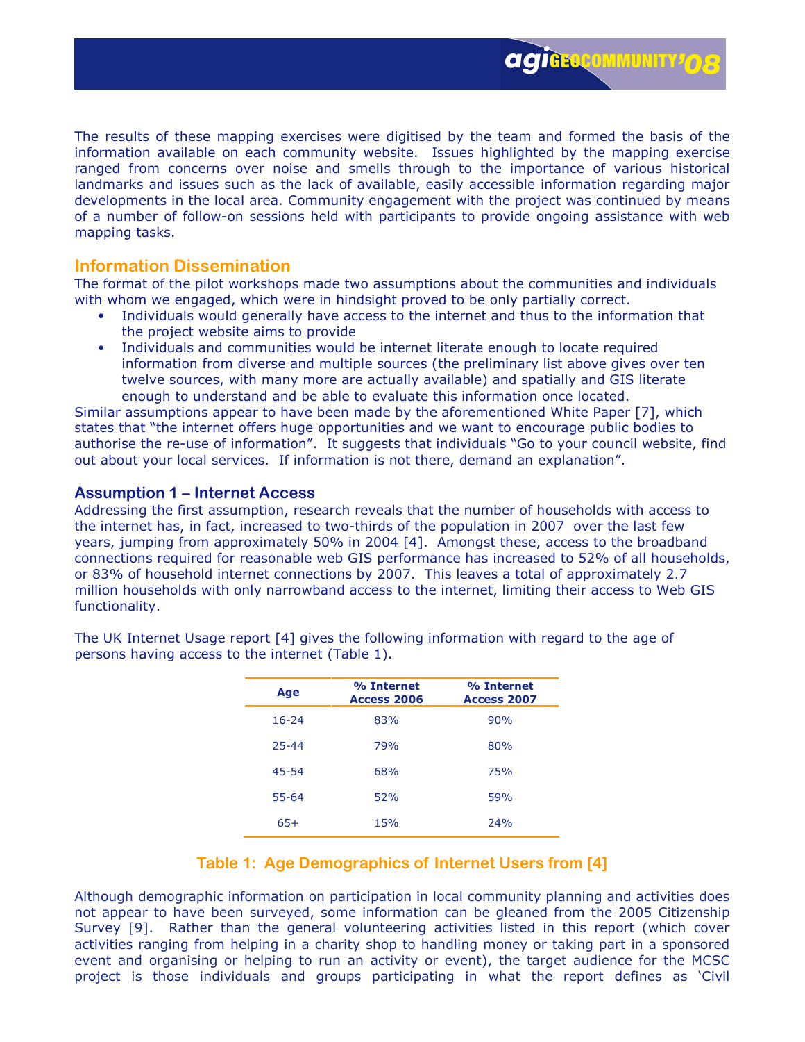The results of these mapping exercises were digitised by the team and formed the basis of the information available on each community website. Issues highlighted by the mapping exercise ranged from concerns over noise and smells through to the importance of various historical landmarks and issues such as the lack of available, easily accessible information regarding major developments in the local area. Community engagement with the project was continued by means of a number of follow-on sessions held with participants to provide ongoing assistance with web mapping tasks.

## Information Dissemination

The format of the pilot workshops made two assumptions about the communities and individuals with whom we engaged, which were in hindsight proved to be only partially correct.

- Individuals would generally have access to the internet and thus to the information that the project website aims to provide
- Individuals and communities would be internet literate enough to locate required information from diverse and multiple sources (the preliminary list above gives over ten twelve sources, with many more are actually available) and spatially and GIS literate enough to understand and be able to evaluate this information once located.

Similar assumptions appear to have been made by the aforementioned White Paper [7], which states that "the internet offers huge opportunities and we want to encourage public bodies to authorise the re-use of information". It suggests that individuals "Go to your council website, find out about your local services. If information is not there, demand an explanation".

### Assumption 1 – Internet Access

Addressing the first assumption, research reveals that the number of households with access to the internet has, in fact, increased to two-thirds of the population in 2007 over the last few years, jumping from approximately 50% in 2004 [4]. Amongst these, access to the broadband connections required for reasonable web GIS performance has increased to 52% of all households, or 83% of household internet connections by 2007. This leaves a total of approximately 2.7 million households with only narrowband access to the internet, limiting their access to Web GIS functionality.

The UK Internet Usage report [4] gives the following information with regard to the age of persons having access to the internet (Table 1).

| Age | % Internet Access 2006 | % Internet Access 2007 |
|---|---|---|
| 16-24 | 83% | 90% |
| 25-44 | 79% | 80% |
| 45-54 | 68% | 75% |
| 55-64 | 52% | 59% |
| 65+ | 15% | 24% |

**Table 1: Age Demographics of Internet Users from [4]**

Although demographic information on participation in local community planning and activities does not appear to have been surveyed, some information can be gleaned from the 2005 Citizenship Survey [9]. Rather than the general volunteering activities listed in this report (which cover activities ranging from helping in a charity shop to handling money or taking part in a sponsored event and organising or helping to run an activity or event), the target audience for the MCSC project is those individuals and groups participating in what the report defines as 'Civil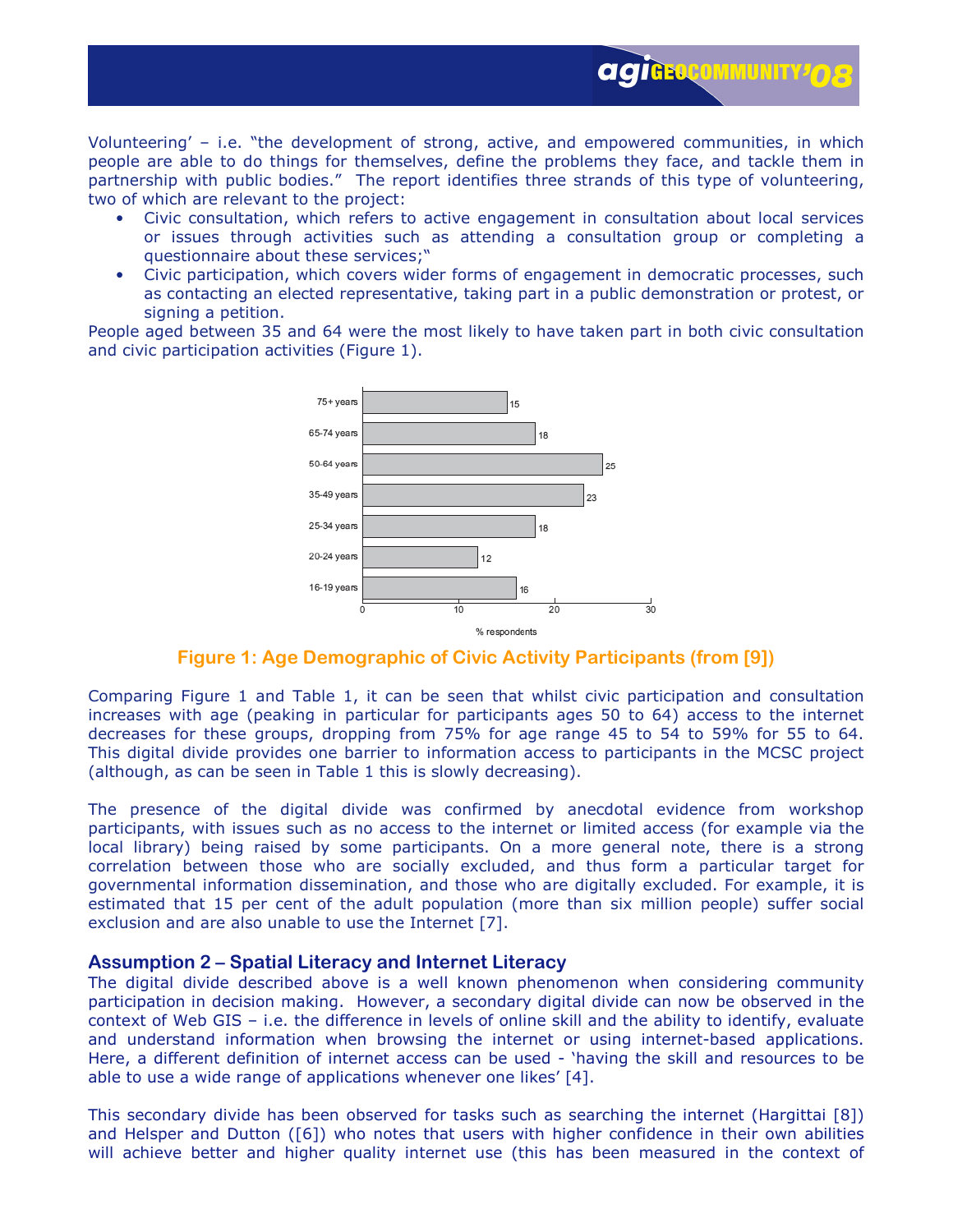Volunteering' – i.e. "the development of strong, active, and empowered communities, in which people are able to do things for themselves, define the problems they face, and tackle them in partnership with public bodies." The report identifies three strands of this type of volunteering, two of which are relevant to the project:

- Civic consultation, which refers to active engagement in consultation about local services or issues through activities such as attending a consultation group or completing a questionnaire about these services;"
- Civic participation, which covers wider forms of engagement in democratic processes, such as contacting an elected representative, taking part in a public demonstration or protest, or signing a petition.

People aged between 35 and 64 were the most likely to have taken part in both civic consultation and civic participation activities (Figure 1).

| Age group | % respondents |
|---|---|
| 75+ years | 15 |
| 65-74 years | 18 |
| 50-64 years | 25 |
| 35-49 years | 23 |
| 25-34 years | 18 |
| 20-24 years | 12 |
| 16-19 years | 16 |

**Figure 1: Age Demographic of Civic Activity Participants (from [9])**

Comparing Figure 1 and Table 1, it can be seen that whilst civic participation and consultation increases with age (peaking in particular for participants ages 50 to 64) access to the internet decreases for these groups, dropping from 75% for age range 45 to 54 to 59% for 55 to 64. This digital divide provides one barrier to information access to participants in the MCSC project (although, as can be seen in Table 1 this is slowly decreasing).

The presence of the digital divide was confirmed by anecdotal evidence from workshop participants, with issues such as no access to the internet or limited access (for example via the local library) being raised by some participants. On a more general note, there is a strong correlation between those who are socially excluded, and thus form a particular target for governmental information dissemination, and those who are digitally excluded. For example, it is estimated that 15 per cent of the adult population (more than six million people) suffer social exclusion and are also unable to use the Internet [7].

### Assumption 2 – Spatial Literacy and Internet Literacy

The digital divide described above is a well known phenomenon when considering community participation in decision making. However, a secondary digital divide can now be observed in the context of Web GIS – i.e. the difference in levels of online skill and the ability to identify, evaluate and understand information when browsing the internet or using internet-based applications. Here, a different definition of internet access can be used - 'having the skill and resources to be able to use a wide range of applications whenever one likes' [4].

This secondary divide has been observed for tasks such as searching the internet (Hargittai [8]) and Helsper and Dutton ([6]) who notes that users with higher confidence in their own abilities will achieve better and higher quality internet use (this has been measured in the context of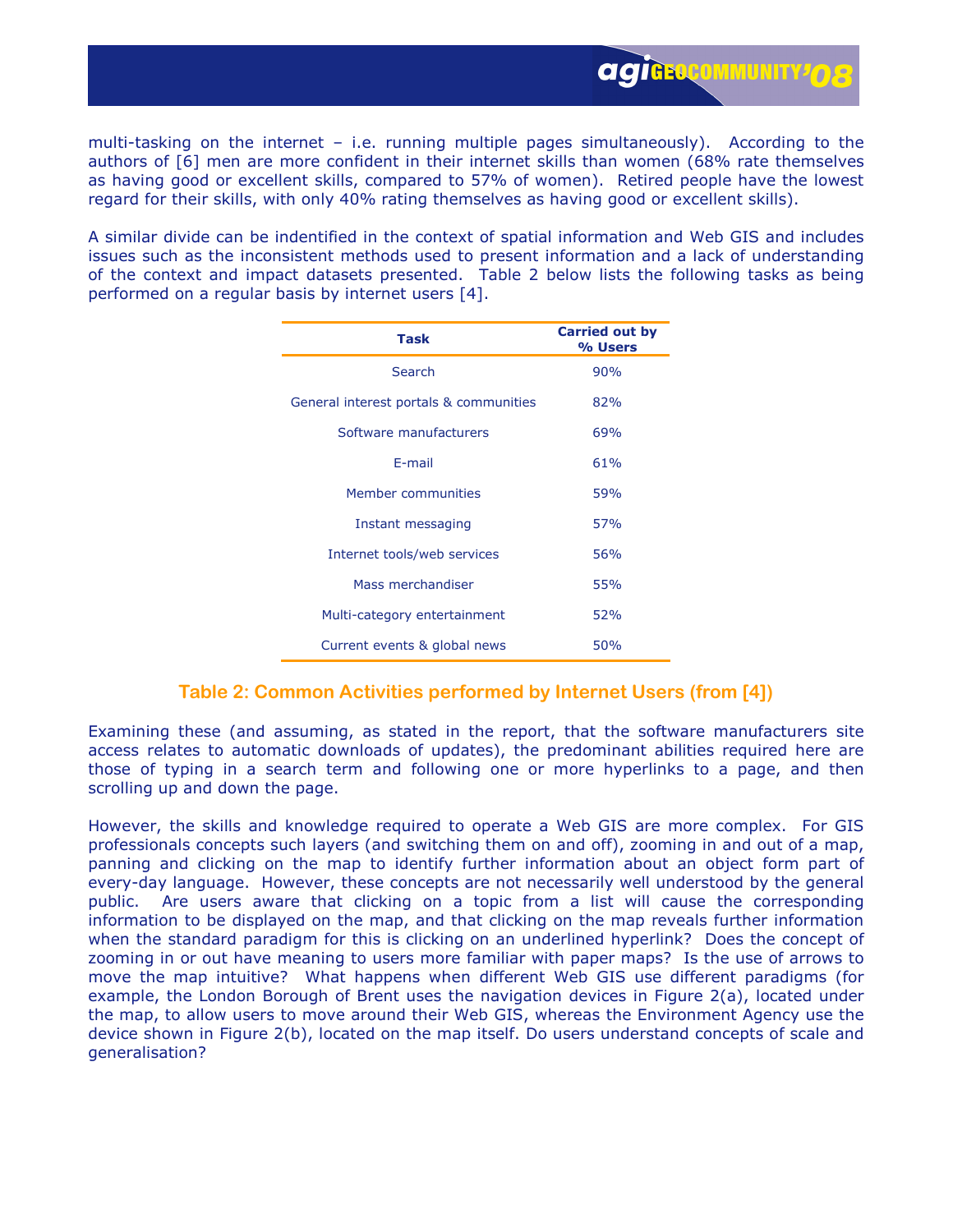multi-tasking on the internet – i.e. running multiple pages simultaneously). According to the authors of [6] men are more confident in their internet skills than women (68% rate themselves as having good or excellent skills, compared to 57% of women). Retired people have the lowest regard for their skills, with only 40% rating themselves as having good or excellent skills).

A similar divide can be indentified in the context of spatial information and Web GIS and includes issues such as the inconsistent methods used to present information and a lack of understanding of the context and impact datasets presented. Table 2 below lists the following tasks as being performed on a regular basis by internet users [4].

| Task | Carried out by % Users |
| --- | --- |
| Search | 90% |
| General interest portals & communities | 82% |
| Software manufacturers | 69% |
| E-mail | 61% |
| Member communities | 59% |
| Instant messaging | 57% |
| Internet tools/web services | 56% |
| Mass merchandiser | 55% |
| Multi-category entertainment | 52% |
| Current events & global news | 50% |

**Table 2: Common Activities performed by Internet Users (from [4])**

Examining these (and assuming, as stated in the report, that the software manufacturers site access relates to automatic downloads of updates), the predominant abilities required here are those of typing in a search term and following one or more hyperlinks to a page, and then scrolling up and down the page.

However, the skills and knowledge required to operate a Web GIS are more complex. For GIS professionals concepts such layers (and switching them on and off), zooming in and out of a map, panning and clicking on the map to identify further information about an object form part of every-day language. However, these concepts are not necessarily well understood by the general public. Are users aware that clicking on a topic from a list will cause the corresponding information to be displayed on the map, and that clicking on the map reveals further information when the standard paradigm for this is clicking on an underlined hyperlink? Does the concept of zooming in or out have meaning to users more familiar with paper maps? Is the use of arrows to move the map intuitive? What happens when different Web GIS use different paradigms (for example, the London Borough of Brent uses the navigation devices in Figure 2(a), located under the map, to allow users to move around their Web GIS, whereas the Environment Agency use the device shown in Figure 2(b), located on the map itself. Do users understand concepts of scale and generalisation?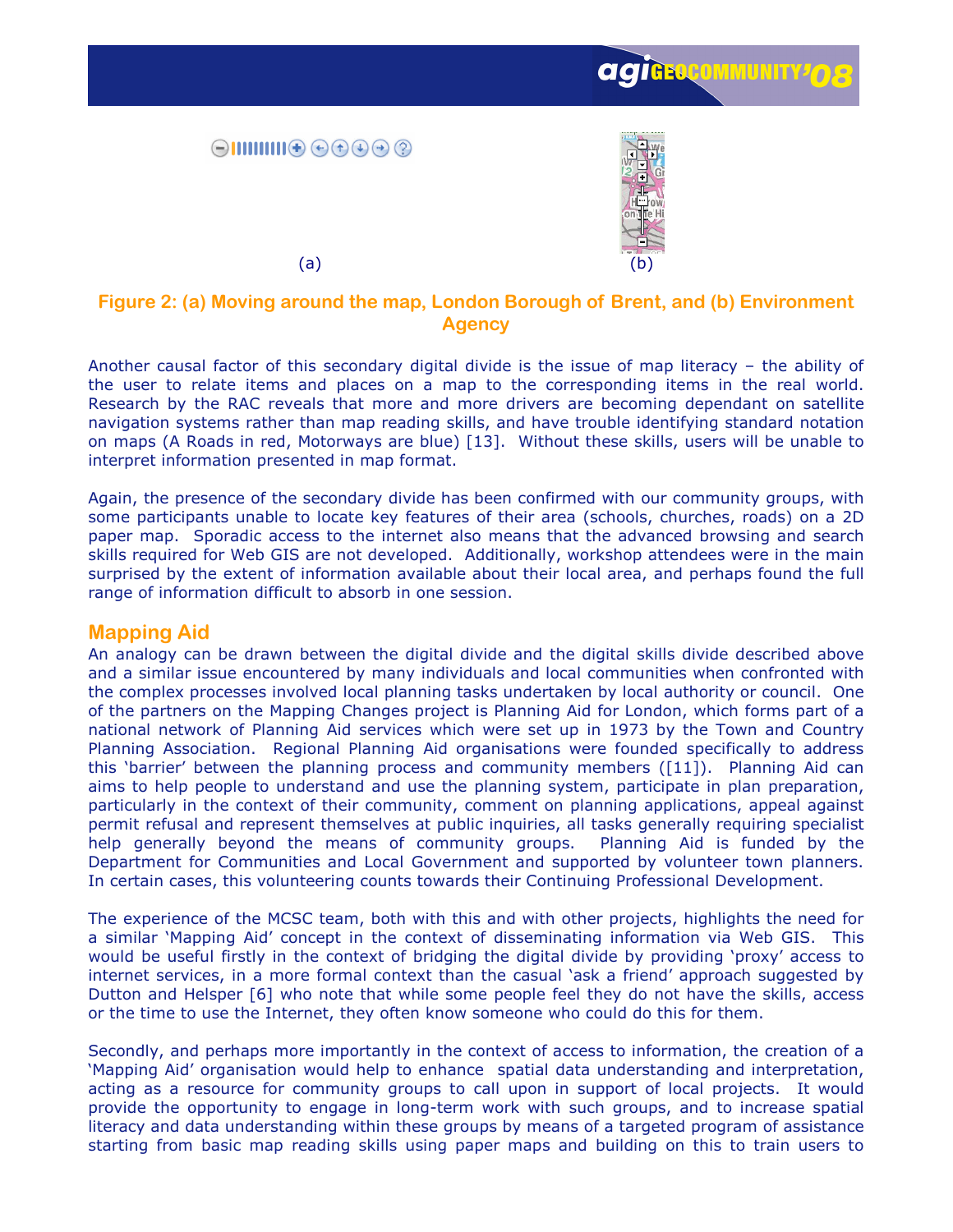(a) (b)

**Figure 2: (a) Moving around the map, London Borough of Brent, and (b) Environment Agency**

Another causal factor of this secondary digital divide is the issue of map literacy – the ability of the user to relate items and places on a map to the corresponding items in the real world. Research by the RAC reveals that more and more drivers are becoming dependant on satellite navigation systems rather than map reading skills, and have trouble identifying standard notation on maps (A Roads in red, Motorways are blue) [13]. Without these skills, users will be unable to interpret information presented in map format.

Again, the presence of the secondary divide has been confirmed with our community groups, with some participants unable to locate key features of their area (schools, churches, roads) on a 2D paper map. Sporadic access to the internet also means that the advanced browsing and search skills required for Web GIS are not developed. Additionally, workshop attendees were in the main surprised by the extent of information available about their local area, and perhaps found the full range of information difficult to absorb in one session.

## Mapping Aid

An analogy can be drawn between the digital divide and the digital skills divide described above and a similar issue encountered by many individuals and local communities when confronted with the complex processes involved local planning tasks undertaken by local authority or council. One of the partners on the Mapping Changes project is Planning Aid for London, which forms part of a national network of Planning Aid services which were set up in 1973 by the Town and Country Planning Association. Regional Planning Aid organisations were founded specifically to address this 'barrier' between the planning process and community members ([11]). Planning Aid can aims to help people to understand and use the planning system, participate in plan preparation, particularly in the context of their community, comment on planning applications, appeal against permit refusal and represent themselves at public inquiries, all tasks generally requiring specialist help generally beyond the means of community groups. Planning Aid is funded by the Department for Communities and Local Government and supported by volunteer town planners. In certain cases, this volunteering counts towards their Continuing Professional Development.

The experience of the MCSC team, both with this and with other projects, highlights the need for a similar 'Mapping Aid' concept in the context of disseminating information via Web GIS. This would be useful firstly in the context of bridging the digital divide by providing 'proxy' access to internet services, in a more formal context than the casual 'ask a friend' approach suggested by Dutton and Helsper [6] who note that while some people feel they do not have the skills, access or the time to use the Internet, they often know someone who could do this for them.

Secondly, and perhaps more importantly in the context of access to information, the creation of a 'Mapping Aid' organisation would help to enhance spatial data understanding and interpretation, acting as a resource for community groups to call upon in support of local projects. It would provide the opportunity to engage in long-term work with such groups, and to increase spatial literacy and data understanding within these groups by means of a targeted program of assistance starting from basic map reading skills using paper maps and building on this to train users to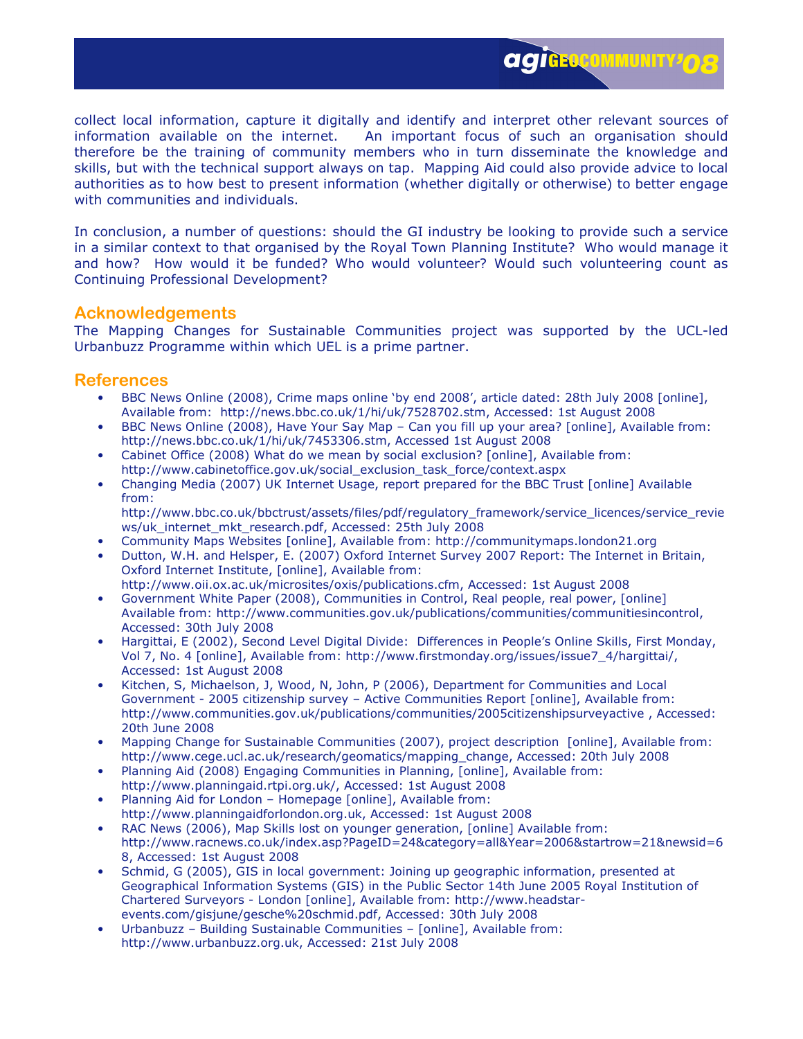collect local information, capture it digitally and identify and interpret other relevant sources of information available on the internet. An important focus of such an organisation should therefore be the training of community members who in turn disseminate the knowledge and skills, but with the technical support always on tap. Mapping Aid could also provide advice to local authorities as to how best to present information (whether digitally or otherwise) to better engage with communities and individuals.

In conclusion, a number of questions: should the GI industry be looking to provide such a service in a similar context to that organised by the Royal Town Planning Institute? Who would manage it and how? How would it be funded? Who would volunteer? Would such volunteering count as Continuing Professional Development?

## Acknowledgements

The Mapping Changes for Sustainable Communities project was supported by the UCL-led Urbanbuzz Programme within which UEL is a prime partner.

## References

- BBC News Online (2008), Crime maps online 'by end 2008', article dated: 28th July 2008 [online], Available from: http://news.bbc.co.uk/1/hi/uk/7528702.stm, Accessed: 1st August 2008
- BBC News Online (2008), Have Your Say Map – Can you fill up your area? [online], Available from: http://news.bbc.co.uk/1/hi/uk/7453306.stm, Accessed 1st August 2008
- Cabinet Office (2008) What do we mean by social exclusion? [online], Available from: http://www.cabinetoffice.gov.uk/social_exclusion_task_force/context.aspx
- Changing Media (2007) UK Internet Usage, report prepared for the BBC Trust [online] Available from: http://www.bbc.co.uk/bbctrust/assets/files/pdf/regulatory_framework/service_licences/service_reviews/uk_internet_mkt_research.pdf, Accessed: 25th July 2008
- Community Maps Websites [online], Available from: http://communitymaps.london21.org
- Dutton, W.H. and Helsper, E. (2007) Oxford Internet Survey 2007 Report: The Internet in Britain, Oxford Internet Institute, [online], Available from: http://www.oii.ox.ac.uk/microsites/oxis/publications.cfm, Accessed: 1st August 2008
- Government White Paper (2008), Communities in Control, Real people, real power, [online] Available from: http://www.communities.gov.uk/publications/communities/communitiesincontrol, Accessed: 30th July 2008
- Hargittai, E (2002), Second Level Digital Divide: Differences in People's Online Skills, First Monday, Vol 7, No. 4 [online], Available from: http://www.firstmonday.org/issues/issue7_4/hargittai/, Accessed: 1st August 2008
- Kitchen, S, Michaelson, J, Wood, N, John, P (2006), Department for Communities and Local Government - 2005 citizenship survey – Active Communities Report [online], Available from: http://www.communities.gov.uk/publications/communities/2005citizenshipsurveyactive , Accessed: 20th June 2008
- Mapping Change for Sustainable Communities (2007), project description [online], Available from: http://www.cege.ucl.ac.uk/research/geomatics/mapping_change, Accessed: 20th July 2008
- Planning Aid (2008) Engaging Communities in Planning, [online], Available from: http://www.planningaid.rtpi.org.uk/, Accessed: 1st August 2008
- Planning Aid for London – Homepage [online], Available from: http://www.planningaidforlondon.org.uk, Accessed: 1st August 2008
- RAC News (2006), Map Skills lost on younger generation, [online] Available from: http://www.racnews.co.uk/index.asp?PageID=24&category=all&Year=2006&startrow=21&newsid=68, Accessed: 1st August 2008
- Schmid, G (2005), GIS in local government: Joining up geographic information, presented at Geographical Information Systems (GIS) in the Public Sector 14th June 2005 Royal Institution of Chartered Surveyors - London [online], Available from: http://www.headstar-events.com/gisjune/gesche%20schmid.pdf, Accessed: 30th July 2008
- Urbanbuzz – Building Sustainable Communities – [online], Available from: http://www.urbanbuzz.org.uk, Accessed: 21st July 2008